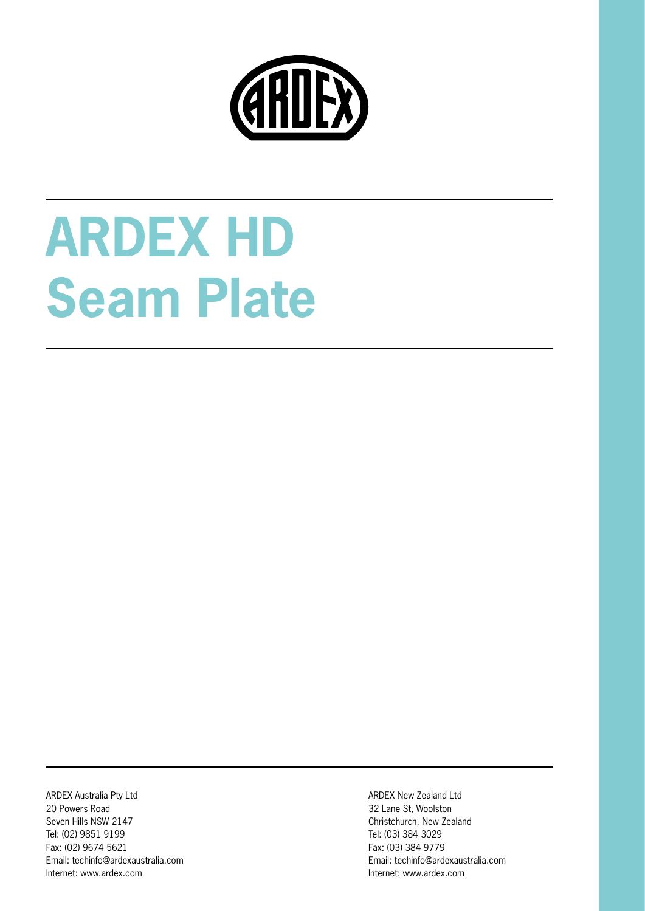# ARDEX HD Seam Plate

ARDEX Australia Pty Ltd
20 Powers Road
Seven Hills NSW 2147
Tel: (02) 9851 9199
Fax: (02) 9674 5621
Email: techinfo@ardexaustralia.com
Internet: www.ardex.com

ARDEX New Zealand Ltd
32 Lane St, Woolston
Christchurch, New Zealand
Tel: (03) 384 3029
Fax: (03) 384 9779
Email: techinfo@ardexaustralia.com
Internet: www.ardex.com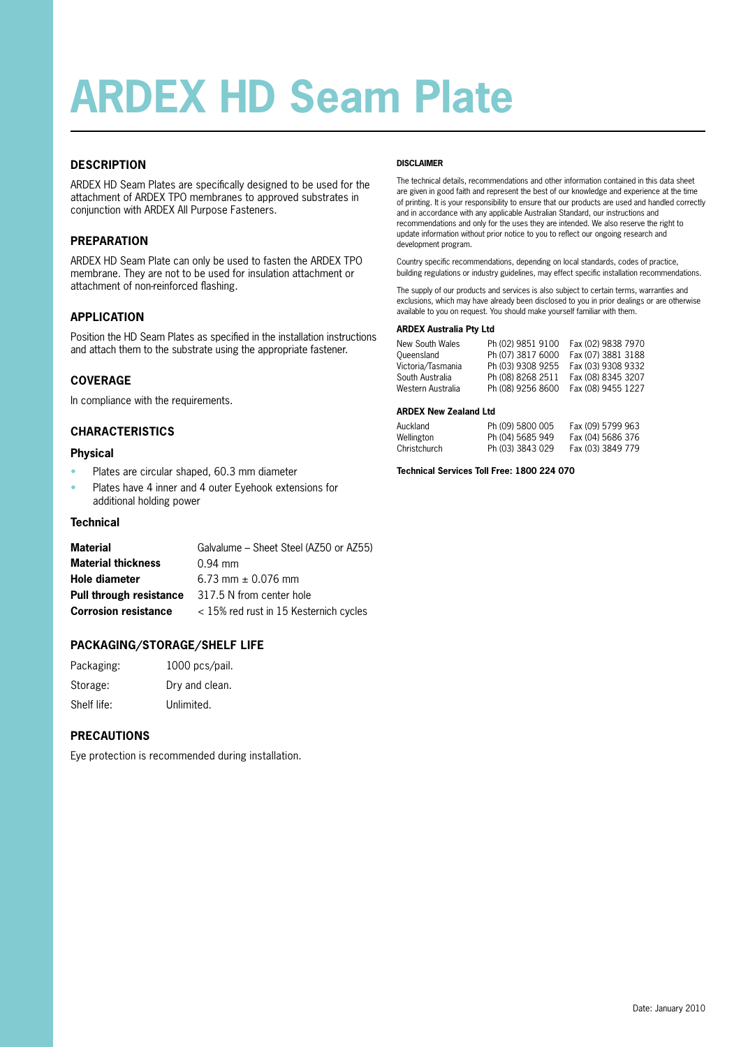# ARDEX HD Seam Plate

## DESCRIPTION

ARDEX HD Seam Plates are specifically designed to be used for the attachment of ARDEX TPO membranes to approved substrates in conjunction with ARDEX All Purpose Fasteners.

## PREPARATION

ARDEX HD Seam Plate can only be used to fasten the ARDEX TPO membrane. They are not to be used for insulation attachment or attachment of non-reinforced flashing.

## APPLICATION

Position the HD Seam Plates as specified in the installation instructions and attach them to the substrate using the appropriate fastener.

## COVERAGE

In compliance with the requirements.

## CHARACTERISTICS

### Physical

- Plates are circular shaped, 60.3 mm diameter
- Plates have 4 inner and 4 outer Eyehook extensions for additional holding power

### Technical

| | |
|---|---|
| **Material** | Galvalume – Sheet Steel (AZ50 or AZ55) |
| **Material thickness** | 0.94 mm |
| **Hole diameter** | 6.73 mm ± 0.076 mm |
| **Pull through resistance** | 317.5 N from center hole |
| **Corrosion resistance** | < 15% red rust in 15 Kesternich cycles |

## PACKAGING/STORAGE/SHELF LIFE

| | |
|---|---|
| Packaging: | 1000 pcs/pail. |
| Storage: | Dry and clean. |
| Shelf life: | Unlimited. |

## PRECAUTIONS

Eye protection is recommended during installation.

#### DISCLAIMER

The technical details, recommendations and other information contained in this data sheet are given in good faith and represent the best of our knowledge and experience at the time of printing. It is your responsibility to ensure that our products are used and handled correctly and in accordance with any applicable Australian Standard, our instructions and recommendations and only for the uses they are intended. We also reserve the right to update information without prior notice to you to reflect our ongoing research and development program.

Country specific recommendations, depending on local standards, codes of practice, building regulations or industry guidelines, may effect specific installation recommendations.

The supply of our products and services is also subject to certain terms, warranties and exclusions, which may have already been disclosed to you in prior dealings or are otherwise available to you on request. You should make yourself familiar with them.

**ARDEX Australia Pty Ltd**

| | | |
|---|---|---|
| New South Wales | Ph (02) 9851 9100 | Fax (02) 9838 7970 |
| Queensland | Ph (07) 3817 6000 | Fax (07) 3881 3188 |
| Victoria/Tasmania | Ph (03) 9308 9255 | Fax (03) 9308 9332 |
| South Australia | Ph (08) 8268 2511 | Fax (08) 8345 3207 |
| Western Australia | Ph (08) 9256 8600 | Fax (08) 9455 1227 |

**ARDEX New Zealand Ltd**

| | | |
|---|---|---|
| Auckland | Ph (09) 5800 005 | Fax (09) 5799 963 |
| Wellington | Ph (04) 5685 949 | Fax (04) 5686 376 |
| Christchurch | Ph (03) 3843 029 | Fax (03) 3849 779 |

**Technical Services Toll Free: 1800 224 070**

Date: January 2010